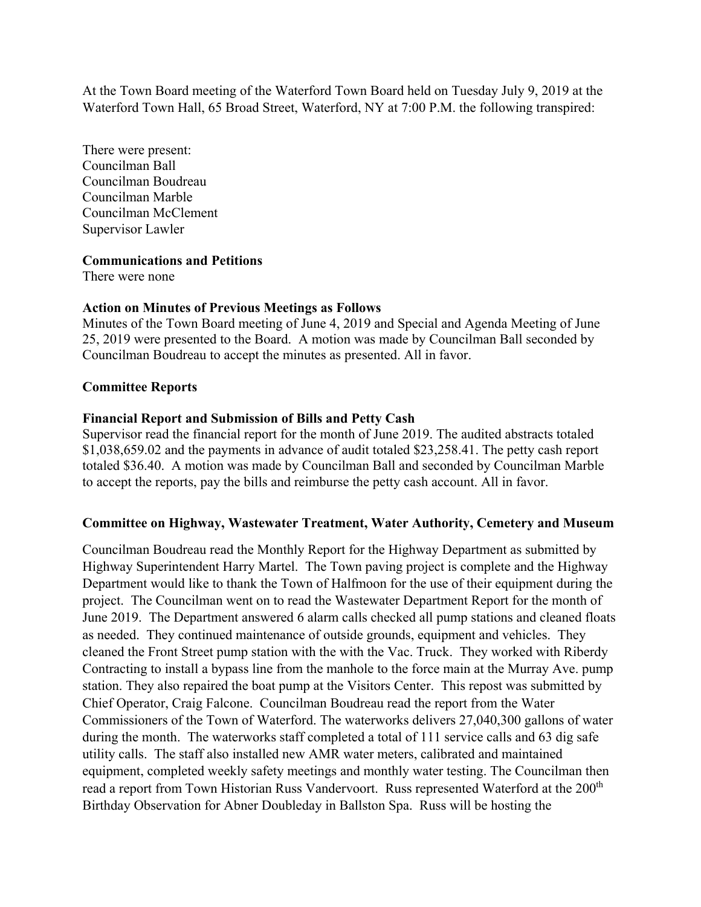At the Town Board meeting of the Waterford Town Board held on Tuesday July 9, 2019 at the Waterford Town Hall, 65 Broad Street, Waterford, NY at 7:00 P.M. the following transpired:

There were present:
Councilman Ball
Councilman Boudreau
Councilman Marble
Councilman McClement
Supervisor Lawler

**Communications and Petitions**
There were none

**Action on Minutes of Previous Meetings as Follows**
Minutes of the Town Board meeting of June 4, 2019 and Special and Agenda Meeting of June 25, 2019 were presented to the Board. A motion was made by Councilman Ball seconded by Councilman Boudreau to accept the minutes as presented. All in favor.

**Committee Reports**

**Financial Report and Submission of Bills and Petty Cash**
Supervisor read the financial report for the month of June 2019. The audited abstracts totaled $1,038,659.02 and the payments in advance of audit totaled $23,258.41. The petty cash report totaled $36.40. A motion was made by Councilman Ball and seconded by Councilman Marble to accept the reports, pay the bills and reimburse the petty cash account. All in favor.

**Committee on Highway, Wastewater Treatment, Water Authority, Cemetery and Museum**

Councilman Boudreau read the Monthly Report for the Highway Department as submitted by Highway Superintendent Harry Martel. The Town paving project is complete and the Highway Department would like to thank the Town of Halfmoon for the use of their equipment during the project. The Councilman went on to read the Wastewater Department Report for the month of June 2019. The Department answered 6 alarm calls checked all pump stations and cleaned floats as needed. They continued maintenance of outside grounds, equipment and vehicles. They cleaned the Front Street pump station with the with the Vac. Truck. They worked with Riberdy Contracting to install a bypass line from the manhole to the force main at the Murray Ave. pump station. They also repaired the boat pump at the Visitors Center. This repost was submitted by Chief Operator, Craig Falcone. Councilman Boudreau read the report from the Water Commissioners of the Town of Waterford. The waterworks delivers 27,040,300 gallons of water during the month. The waterworks staff completed a total of 111 service calls and 63 dig safe utility calls. The staff also installed new AMR water meters, calibrated and maintained equipment, completed weekly safety meetings and monthly water testing. The Councilman then read a report from Town Historian Russ Vandervoort. Russ represented Waterford at the 200th Birthday Observation for Abner Doubleday in Ballston Spa. Russ will be hosting the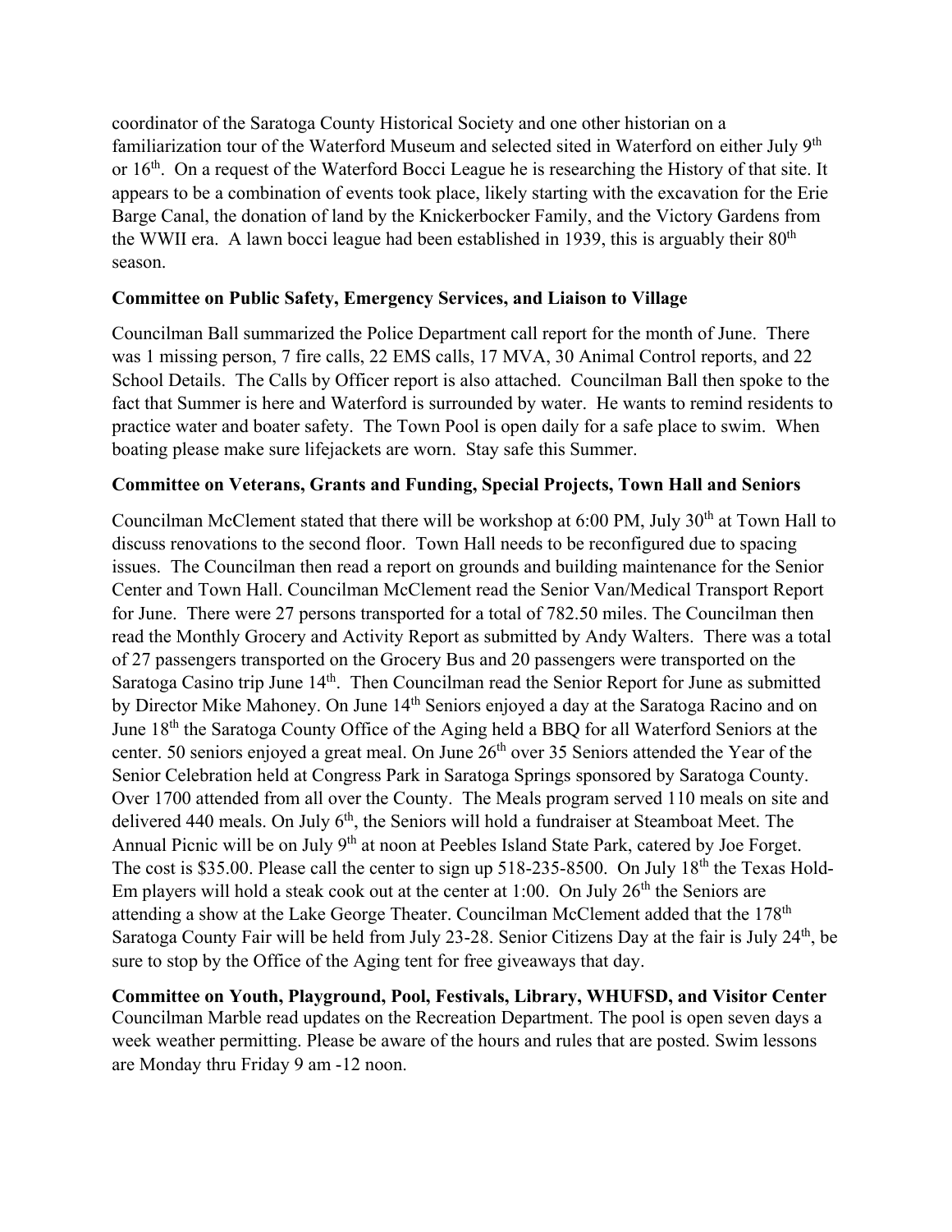coordinator of the Saratoga County Historical Society and one other historian on a familiarization tour of the Waterford Museum and selected sited in Waterford on either July 9th or 16th. On a request of the Waterford Bocci League he is researching the History of that site. It appears to be a combination of events took place, likely starting with the excavation for the Erie Barge Canal, the donation of land by the Knickerbocker Family, and the Victory Gardens from the WWII era. A lawn bocci league had been established in 1939, this is arguably their 80th season.

**Committee on Public Safety, Emergency Services, and Liaison to Village**

Councilman Ball summarized the Police Department call report for the month of June. There was 1 missing person, 7 fire calls, 22 EMS calls, 17 MVA, 30 Animal Control reports, and 22 School Details. The Calls by Officer report is also attached. Councilman Ball then spoke to the fact that Summer is here and Waterford is surrounded by water. He wants to remind residents to practice water and boater safety. The Town Pool is open daily for a safe place to swim. When boating please make sure lifejackets are worn. Stay safe this Summer.

**Committee on Veterans, Grants and Funding, Special Projects, Town Hall and Seniors**

Councilman McClement stated that there will be workshop at 6:00 PM, July 30th at Town Hall to discuss renovations to the second floor. Town Hall needs to be reconfigured due to spacing issues. The Councilman then read a report on grounds and building maintenance for the Senior Center and Town Hall. Councilman McClement read the Senior Van/Medical Transport Report for June. There were 27 persons transported for a total of 782.50 miles. The Councilman then read the Monthly Grocery and Activity Report as submitted by Andy Walters. There was a total of 27 passengers transported on the Grocery Bus and 20 passengers were transported on the Saratoga Casino trip June 14th. Then Councilman read the Senior Report for June as submitted by Director Mike Mahoney. On June 14th Seniors enjoyed a day at the Saratoga Racino and on June 18th the Saratoga County Office of the Aging held a BBQ for all Waterford Seniors at the center. 50 seniors enjoyed a great meal. On June 26th over 35 Seniors attended the Year of the Senior Celebration held at Congress Park in Saratoga Springs sponsored by Saratoga County. Over 1700 attended from all over the County. The Meals program served 110 meals on site and delivered 440 meals. On July 6th, the Seniors will hold a fundraiser at Steamboat Meet. The Annual Picnic will be on July 9th at noon at Peebles Island State Park, catered by Joe Forget. The cost is $35.00. Please call the center to sign up 518-235-8500. On July 18th the Texas Hold-Em players will hold a steak cook out at the center at 1:00. On July 26th the Seniors are attending a show at the Lake George Theater. Councilman McClement added that the 178th Saratoga County Fair will be held from July 23-28. Senior Citizens Day at the fair is July 24th, be sure to stop by the Office of the Aging tent for free giveaways that day.

**Committee on Youth, Playground, Pool, Festivals, Library, WHUFSD, and Visitor Center**

Councilman Marble read updates on the Recreation Department. The pool is open seven days a week weather permitting. Please be aware of the hours and rules that are posted. Swim lessons are Monday thru Friday 9 am -12 noon.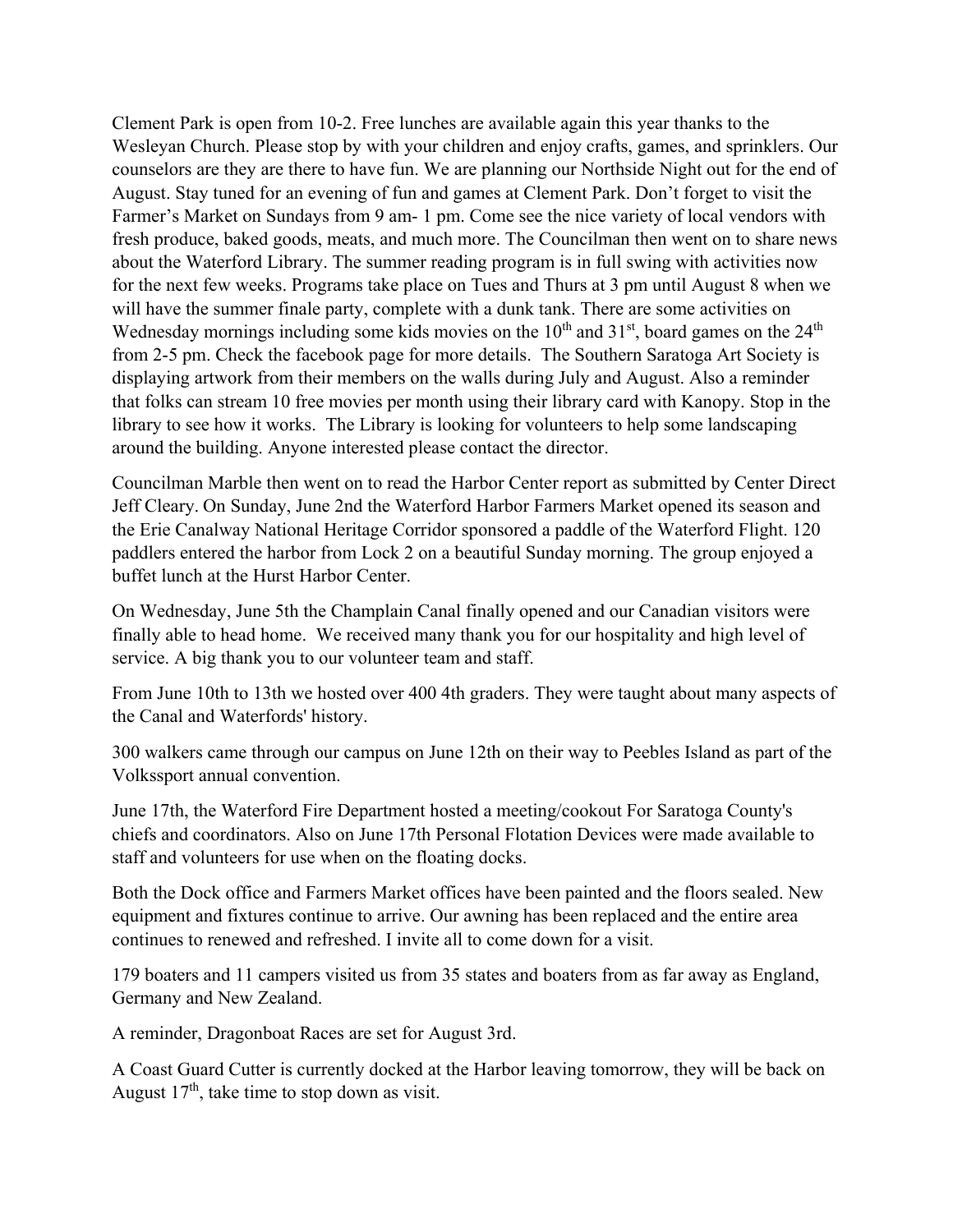Clement Park is open from 10-2. Free lunches are available again this year thanks to the Wesleyan Church. Please stop by with your children and enjoy crafts, games, and sprinklers. Our counselors are they are there to have fun. We are planning our Northside Night out for the end of August. Stay tuned for an evening of fun and games at Clement Park. Don't forget to visit the Farmer's Market on Sundays from 9 am- 1 pm. Come see the nice variety of local vendors with fresh produce, baked goods, meats, and much more. The Councilman then went on to share news about the Waterford Library. The summer reading program is in full swing with activities now for the next few weeks. Programs take place on Tues and Thurs at 3 pm until August 8 when we will have the summer finale party, complete with a dunk tank. There are some activities on Wednesday mornings including some kids movies on the 10th and 31st, board games on the 24th from 2-5 pm. Check the facebook page for more details. The Southern Saratoga Art Society is displaying artwork from their members on the walls during July and August. Also a reminder that folks can stream 10 free movies per month using their library card with Kanopy. Stop in the library to see how it works. The Library is looking for volunteers to help some landscaping around the building. Anyone interested please contact the director.

Councilman Marble then went on to read the Harbor Center report as submitted by Center Direct Jeff Cleary. On Sunday, June 2nd the Waterford Harbor Farmers Market opened its season and the Erie Canalway National Heritage Corridor sponsored a paddle of the Waterford Flight. 120 paddlers entered the harbor from Lock 2 on a beautiful Sunday morning. The group enjoyed a buffet lunch at the Hurst Harbor Center.

On Wednesday, June 5th the Champlain Canal finally opened and our Canadian visitors were finally able to head home. We received many thank you for our hospitality and high level of service. A big thank you to our volunteer team and staff.

From June 10th to 13th we hosted over 400 4th graders. They were taught about many aspects of the Canal and Waterfords' history.

300 walkers came through our campus on June 12th on their way to Peebles Island as part of the Volkssport annual convention.

June 17th, the Waterford Fire Department hosted a meeting/cookout For Saratoga County's chiefs and coordinators. Also on June 17th Personal Flotation Devices were made available to staff and volunteers for use when on the floating docks.

Both the Dock office and Farmers Market offices have been painted and the floors sealed. New equipment and fixtures continue to arrive. Our awning has been replaced and the entire area continues to renewed and refreshed. I invite all to come down for a visit.

179 boaters and 11 campers visited us from 35 states and boaters from as far away as England, Germany and New Zealand.

A reminder, Dragonboat Races are set for August 3rd.

A Coast Guard Cutter is currently docked at the Harbor leaving tomorrow, they will be back on August 17th, take time to stop down as visit.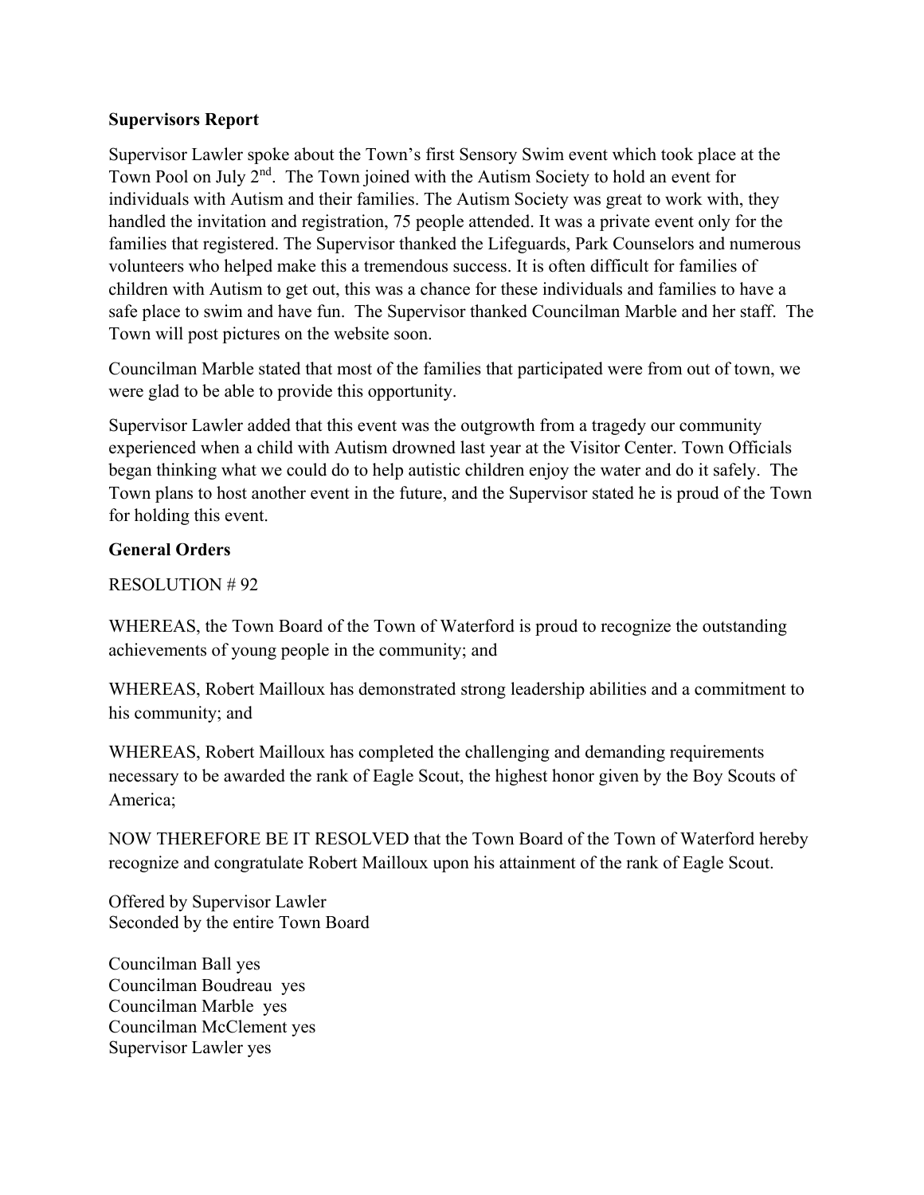**Supervisors Report**

Supervisor Lawler spoke about the Town's first Sensory Swim event which took place at the Town Pool on July 2nd. The Town joined with the Autism Society to hold an event for individuals with Autism and their families. The Autism Society was great to work with, they handled the invitation and registration, 75 people attended. It was a private event only for the families that registered. The Supervisor thanked the Lifeguards, Park Counselors and numerous volunteers who helped make this a tremendous success. It is often difficult for families of children with Autism to get out, this was a chance for these individuals and families to have a safe place to swim and have fun. The Supervisor thanked Councilman Marble and her staff. The Town will post pictures on the website soon.

Councilman Marble stated that most of the families that participated were from out of town, we were glad to be able to provide this opportunity.

Supervisor Lawler added that this event was the outgrowth from a tragedy our community experienced when a child with Autism drowned last year at the Visitor Center. Town Officials began thinking what we could do to help autistic children enjoy the water and do it safely. The Town plans to host another event in the future, and the Supervisor stated he is proud of the Town for holding this event.

**General Orders**

RESOLUTION # 92

WHEREAS, the Town Board of the Town of Waterford is proud to recognize the outstanding achievements of young people in the community; and

WHEREAS, Robert Mailloux has demonstrated strong leadership abilities and a commitment to his community; and

WHEREAS, Robert Mailloux has completed the challenging and demanding requirements necessary to be awarded the rank of Eagle Scout, the highest honor given by the Boy Scouts of America;

NOW THEREFORE BE IT RESOLVED that the Town Board of the Town of Waterford hereby recognize and congratulate Robert Mailloux upon his attainment of the rank of Eagle Scout.

Offered by Supervisor Lawler
Seconded by the entire Town Board

Councilman Ball yes
Councilman Boudreau yes
Councilman Marble yes
Councilman McClement yes
Supervisor Lawler yes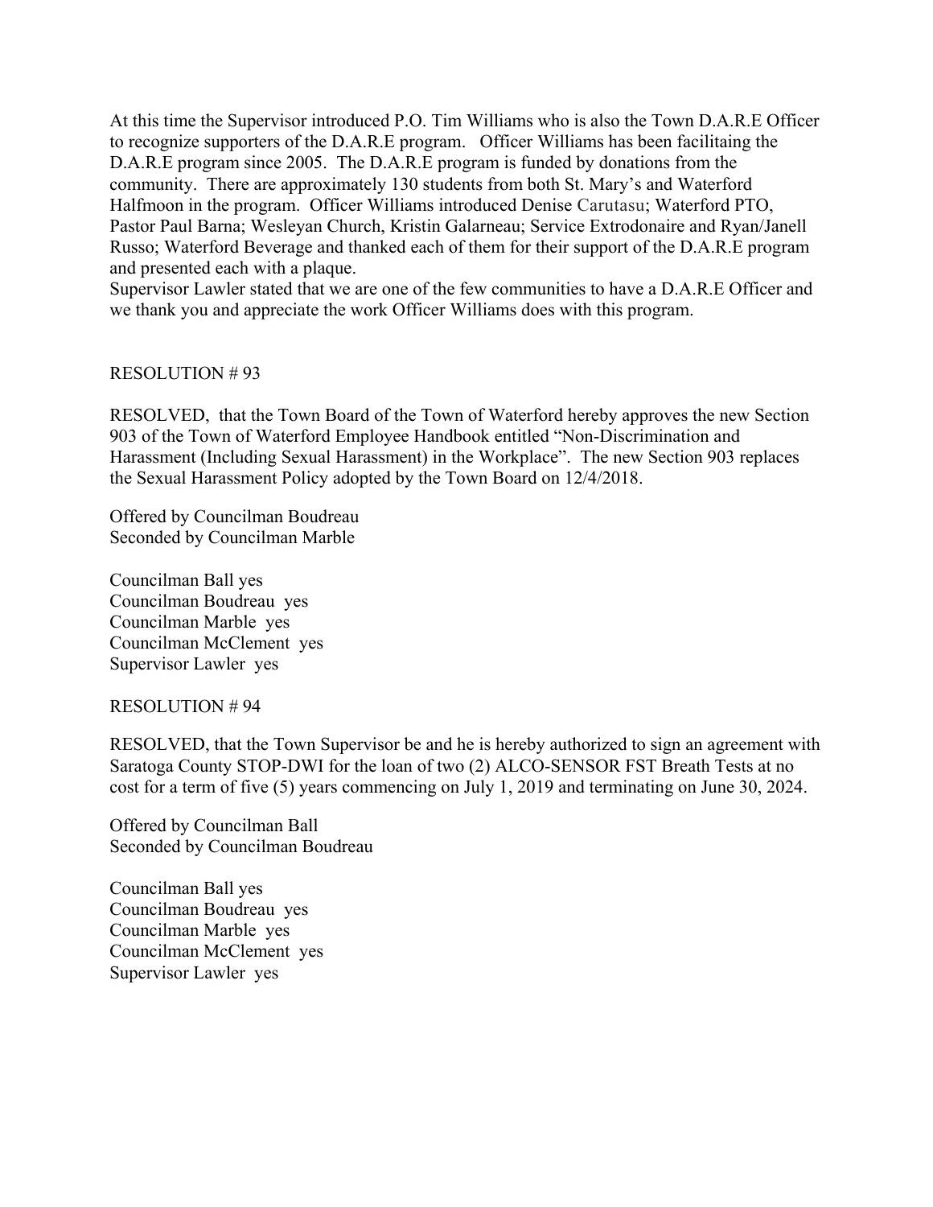At this time the Supervisor introduced P.O. Tim Williams who is also the Town D.A.R.E Officer to recognize supporters of the D.A.R.E program. Officer Williams has been facilitaing the D.A.R.E program since 2005. The D.A.R.E program is funded by donations from the community. There are approximately 130 students from both St. Mary's and Waterford Halfmoon in the program. Officer Williams introduced Denise Carutasu; Waterford PTO, Pastor Paul Barna; Wesleyan Church, Kristin Galarneau; Service Extrodonaire and Ryan/Janell Russo; Waterford Beverage and thanked each of them for their support of the D.A.R.E program and presented each with a plaque.
Supervisor Lawler stated that we are one of the few communities to have a D.A.R.E Officer and we thank you and appreciate the work Officer Williams does with this program.

RESOLUTION # 93

RESOLVED, that the Town Board of the Town of Waterford hereby approves the new Section 903 of the Town of Waterford Employee Handbook entitled "Non-Discrimination and Harassment (Including Sexual Harassment) in the Workplace". The new Section 903 replaces the Sexual Harassment Policy adopted by the Town Board on 12/4/2018.

Offered by Councilman Boudreau
Seconded by Councilman Marble

Councilman Ball yes
Councilman Boudreau yes
Councilman Marble yes
Councilman McClement yes
Supervisor Lawler yes

RESOLUTION # 94

RESOLVED, that the Town Supervisor be and he is hereby authorized to sign an agreement with Saratoga County STOP-DWI for the loan of two (2) ALCO-SENSOR FST Breath Tests at no cost for a term of five (5) years commencing on July 1, 2019 and terminating on June 30, 2024.

Offered by Councilman Ball
Seconded by Councilman Boudreau

Councilman Ball yes
Councilman Boudreau yes
Councilman Marble yes
Councilman McClement yes
Supervisor Lawler yes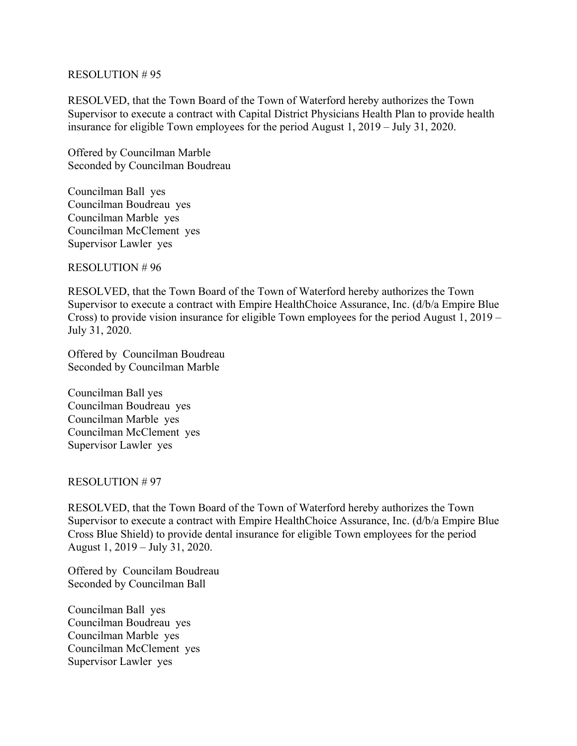RESOLUTION # 95

RESOLVED, that the Town Board of the Town of Waterford hereby authorizes the Town Supervisor to execute a contract with Capital District Physicians Health Plan to provide health insurance for eligible Town employees for the period August 1, 2019 – July 31, 2020.

Offered by Councilman Marble
Seconded by Councilman Boudreau

Councilman Ball yes
Councilman Boudreau yes
Councilman Marble yes
Councilman McClement yes
Supervisor Lawler yes

RESOLUTION # 96

RESOLVED, that the Town Board of the Town of Waterford hereby authorizes the Town Supervisor to execute a contract with Empire HealthChoice Assurance, Inc. (d/b/a Empire Blue Cross) to provide vision insurance for eligible Town employees for the period August 1, 2019 – July 31, 2020.

Offered by Councilman Boudreau
Seconded by Councilman Marble

Councilman Ball yes
Councilman Boudreau yes
Councilman Marble yes
Councilman McClement yes
Supervisor Lawler yes

RESOLUTION # 97

RESOLVED, that the Town Board of the Town of Waterford hereby authorizes the Town Supervisor to execute a contract with Empire HealthChoice Assurance, Inc. (d/b/a Empire Blue Cross Blue Shield) to provide dental insurance for eligible Town employees for the period August 1, 2019 – July 31, 2020.

Offered by Councilam Boudreau
Seconded by Councilman Ball

Councilman Ball yes
Councilman Boudreau yes
Councilman Marble yes
Councilman McClement yes
Supervisor Lawler yes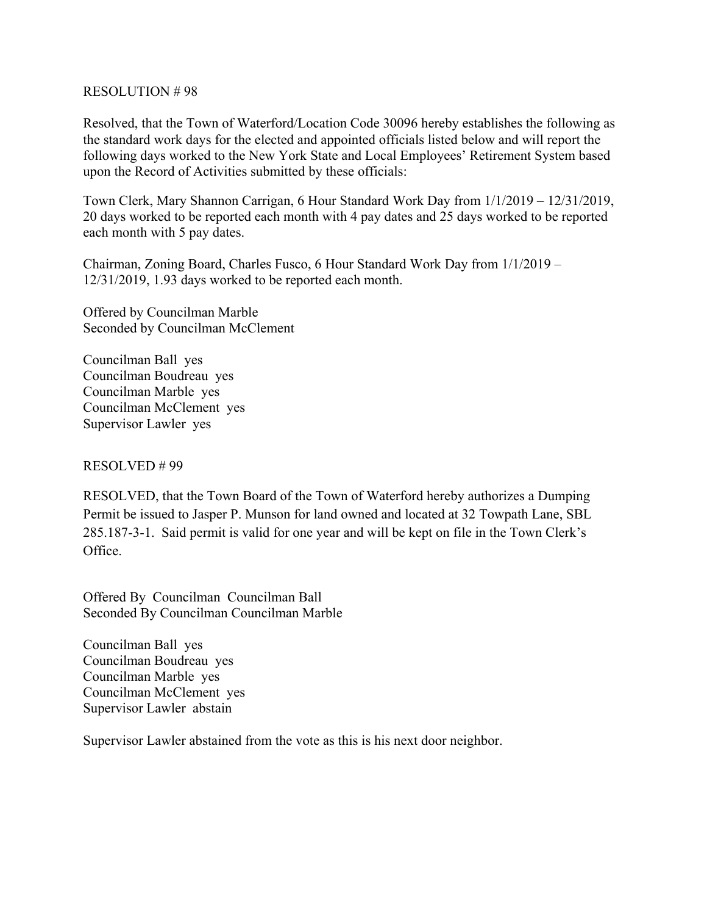RESOLUTION # 98

Resolved, that the Town of Waterford/Location Code 30096 hereby establishes the following as the standard work days for the elected and appointed officials listed below and will report the following days worked to the New York State and Local Employees' Retirement System based upon the Record of Activities submitted by these officials:

Town Clerk, Mary Shannon Carrigan, 6 Hour Standard Work Day from 1/1/2019 – 12/31/2019, 20 days worked to be reported each month with 4 pay dates and 25 days worked to be reported each month with 5 pay dates.

Chairman, Zoning Board, Charles Fusco, 6 Hour Standard Work Day from 1/1/2019 – 12/31/2019, 1.93 days worked to be reported each month.

Offered by Councilman Marble
Seconded by Councilman McClement

Councilman Ball yes
Councilman Boudreau yes
Councilman Marble yes
Councilman McClement yes
Supervisor Lawler yes

RESOLVED # 99

RESOLVED, that the Town Board of the Town of Waterford hereby authorizes a Dumping Permit be issued to Jasper P. Munson for land owned and located at 32 Towpath Lane, SBL 285.187-3-1. Said permit is valid for one year and will be kept on file in the Town Clerk's Office.

Offered By Councilman Councilman Ball
Seconded By Councilman Councilman Marble

Councilman Ball yes
Councilman Boudreau yes
Councilman Marble yes
Councilman McClement yes
Supervisor Lawler abstain

Supervisor Lawler abstained from the vote as this is his next door neighbor.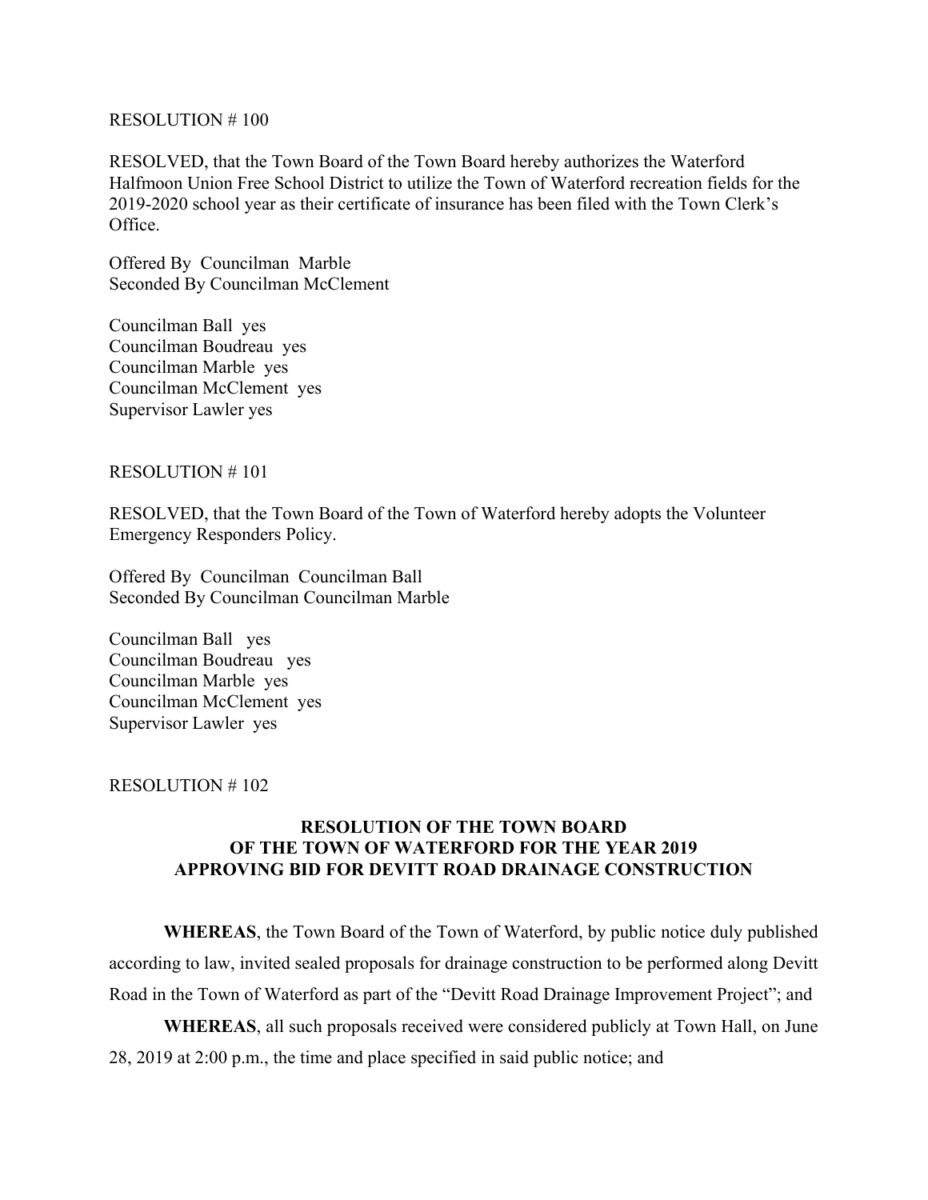RESOLUTION # 100

RESOLVED, that the Town Board of the Town Board hereby authorizes the Waterford Halfmoon Union Free School District to utilize the Town of Waterford recreation fields for the 2019-2020 school year as their certificate of insurance has been filed with the Town Clerk's Office.

Offered By Councilman Marble
Seconded By Councilman McClement

Councilman Ball yes
Councilman Boudreau yes
Councilman Marble yes
Councilman McClement yes
Supervisor Lawler yes

RESOLUTION # 101

RESOLVED, that the Town Board of the Town of Waterford hereby adopts the Volunteer Emergency Responders Policy.

Offered By Councilman Councilman Ball
Seconded By Councilman Councilman Marble

Councilman Ball yes
Councilman Boudreau yes
Councilman Marble yes
Councilman McClement yes
Supervisor Lawler yes

RESOLUTION # 102

**RESOLUTION OF THE TOWN BOARD OF THE TOWN OF WATERFORD FOR THE YEAR 2019 APPROVING BID FOR DEVITT ROAD DRAINAGE CONSTRUCTION**

**WHEREAS**, the Town Board of the Town of Waterford, by public notice duly published according to law, invited sealed proposals for drainage construction to be performed along Devitt Road in the Town of Waterford as part of the "Devitt Road Drainage Improvement Project"; and

**WHEREAS**, all such proposals received were considered publicly at Town Hall, on June 28, 2019 at 2:00 p.m., the time and place specified in said public notice; and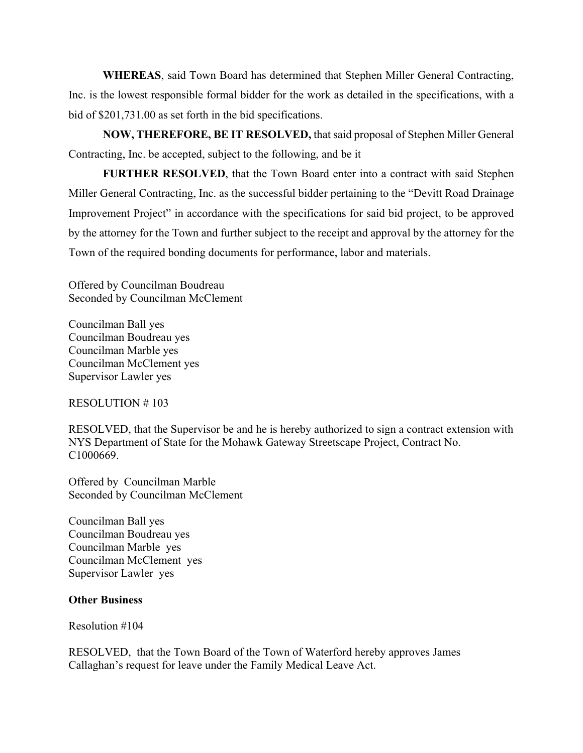**WHEREAS**, said Town Board has determined that Stephen Miller General Contracting, Inc. is the lowest responsible formal bidder for the work as detailed in the specifications, with a bid of $201,731.00 as set forth in the bid specifications.

**NOW, THEREFORE, BE IT RESOLVED,** that said proposal of Stephen Miller General Contracting, Inc. be accepted, subject to the following, and be it

**FURTHER RESOLVED**, that the Town Board enter into a contract with said Stephen Miller General Contracting, Inc. as the successful bidder pertaining to the "Devitt Road Drainage Improvement Project" in accordance with the specifications for said bid project, to be approved by the attorney for the Town and further subject to the receipt and approval by the attorney for the Town of the required bonding documents for performance, labor and materials.

Offered by Councilman Boudreau
Seconded by Councilman McClement

Councilman Ball yes
Councilman Boudreau yes
Councilman Marble yes
Councilman McClement yes
Supervisor Lawler yes

RESOLUTION # 103

RESOLVED, that the Supervisor be and he is hereby authorized to sign a contract extension with NYS Department of State for the Mohawk Gateway Streetscape Project, Contract No. C1000669.

Offered by Councilman Marble
Seconded by Councilman McClement

Councilman Ball yes
Councilman Boudreau yes
Councilman Marble yes
Councilman McClement yes
Supervisor Lawler yes

**Other Business**

Resolution #104

RESOLVED, that the Town Board of the Town of Waterford hereby approves James Callaghan's request for leave under the Family Medical Leave Act.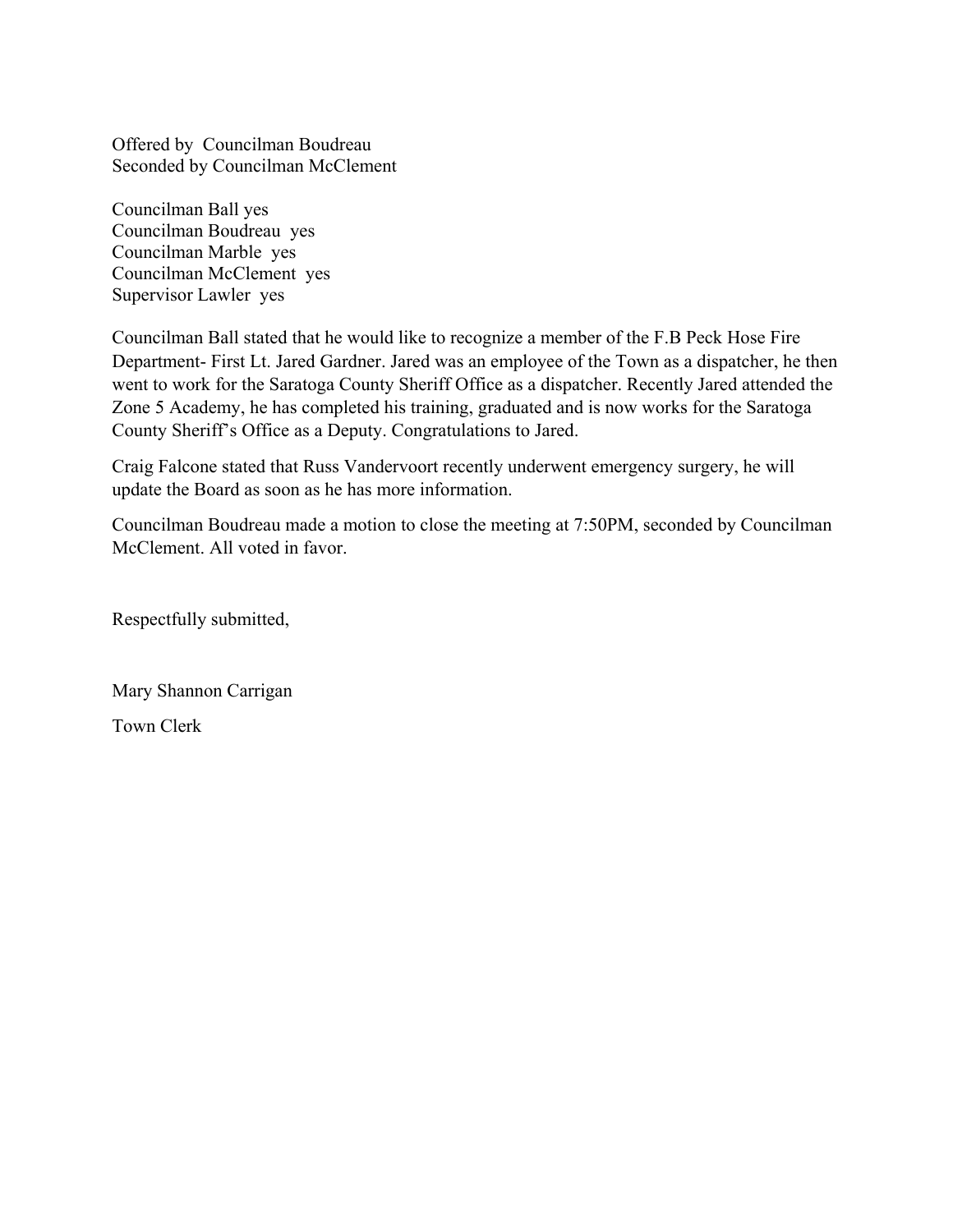Offered by Councilman Boudreau
Seconded by Councilman McClement

Councilman Ball yes
Councilman Boudreau yes
Councilman Marble yes
Councilman McClement yes
Supervisor Lawler yes

Councilman Ball stated that he would like to recognize a member of the F.B Peck Hose Fire Department- First Lt. Jared Gardner. Jared was an employee of the Town as a dispatcher, he then went to work for the Saratoga County Sheriff Office as a dispatcher. Recently Jared attended the Zone 5 Academy, he has completed his training, graduated and is now works for the Saratoga County Sheriff's Office as a Deputy. Congratulations to Jared.

Craig Falcone stated that Russ Vandervoort recently underwent emergency surgery, he will update the Board as soon as he has more information.

Councilman Boudreau made a motion to close the meeting at 7:50PM, seconded by Councilman McClement. All voted in favor.

Respectfully submitted,

Mary Shannon Carrigan

Town Clerk